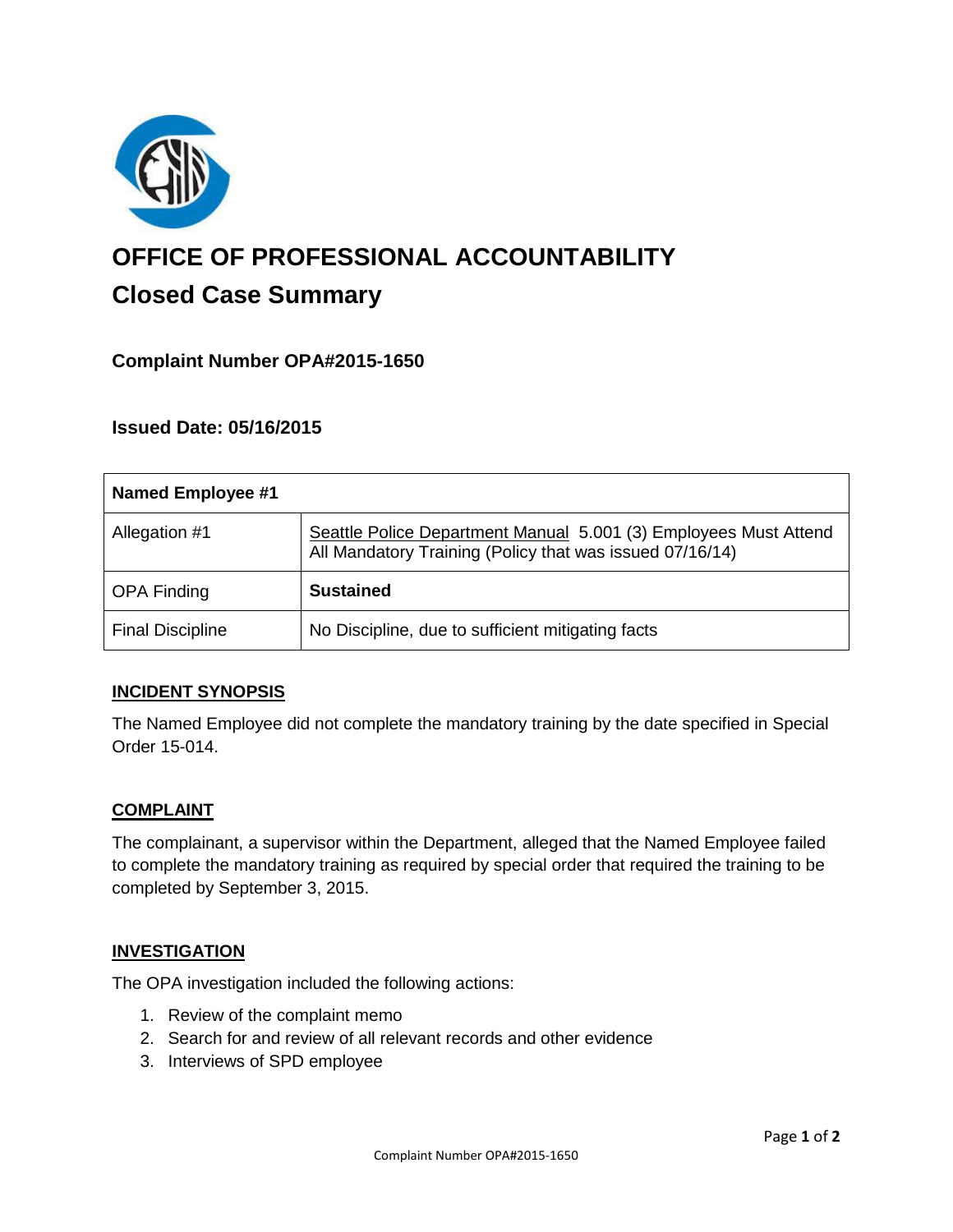# OFFICE OF PROFESSIONAL ACCOUNTABILITY

## Closed Case Summary

### Complaint Number OPA#2015-1650

### Issued Date: 05/16/2015

| Named Employee #1 | |
|---|---|
| Allegation #1 | Seattle Police Department Manual 5.001 (3) Employees Must Attend All Mandatory Training (Policy that was issued 07/16/14) |
| OPA Finding | **Sustained** |
| Final Discipline | No Discipline, due to sufficient mitigating facts |

### INCIDENT SYNOPSIS

The Named Employee did not complete the mandatory training by the date specified in Special Order 15-014.

### COMPLAINT

The complainant, a supervisor within the Department, alleged that the Named Employee failed to complete the mandatory training as required by special order that required the training to be completed by September 3, 2015.

### INVESTIGATION

The OPA investigation included the following actions:

1. Review of the complaint memo
2. Search for and review of all relevant records and other evidence
3. Interviews of SPD employee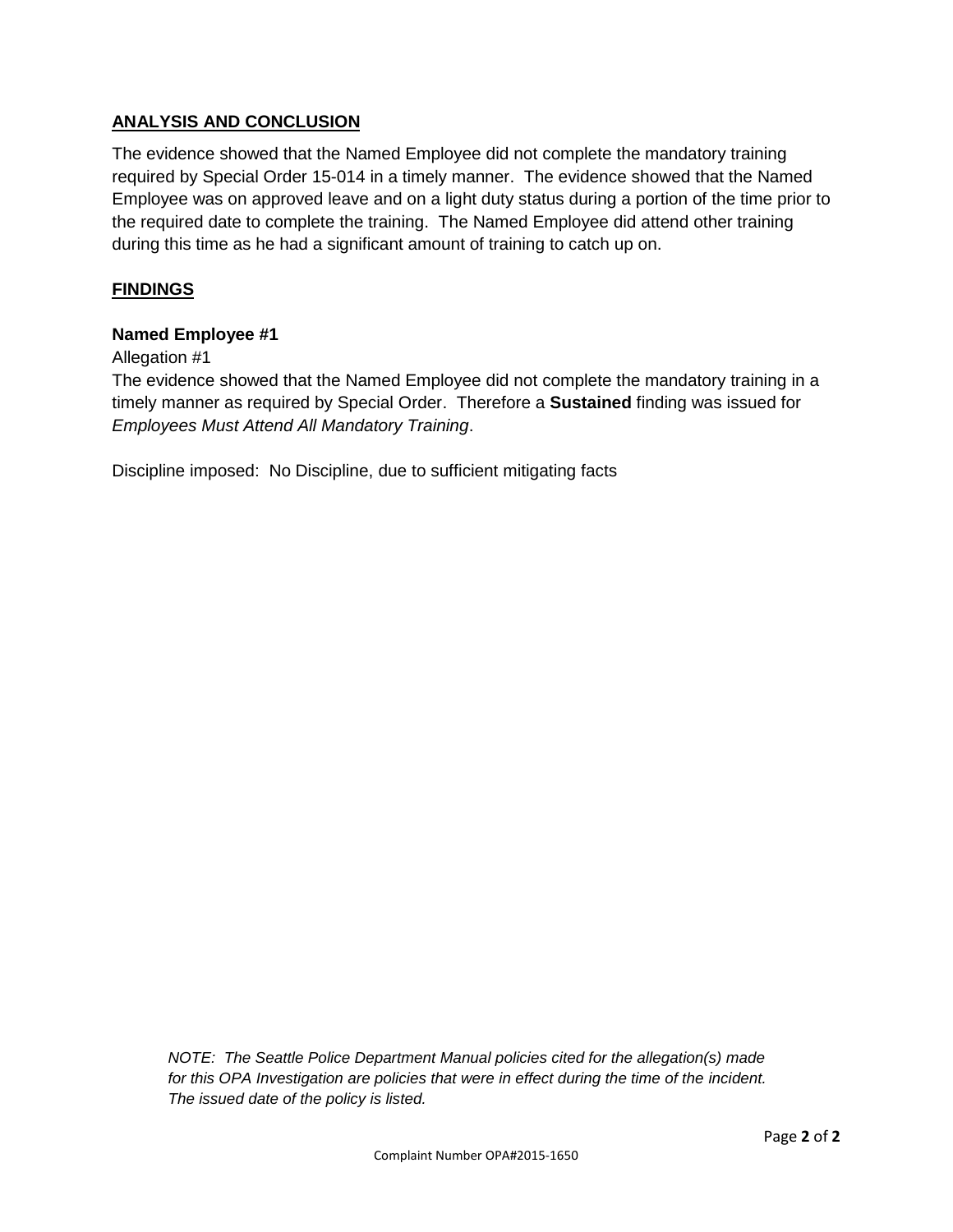## ANALYSIS AND CONCLUSION

The evidence showed that the Named Employee did not complete the mandatory training required by Special Order 15-014 in a timely manner. The evidence showed that the Named Employee was on approved leave and on a light duty status during a portion of the time prior to the required date to complete the training. The Named Employee did attend other training during this time as he had a significant amount of training to catch up on.

## FINDINGS

### Named Employee #1

Allegation #1

The evidence showed that the Named Employee did not complete the mandatory training in a timely manner as required by Special Order. Therefore a **Sustained** finding was issued for *Employees Must Attend All Mandatory Training*.

Discipline imposed: No Discipline, due to sufficient mitigating facts

*NOTE: The Seattle Police Department Manual policies cited for the allegation(s) made for this OPA Investigation are policies that were in effect during the time of the incident. The issued date of the policy is listed.*

Complaint Number OPA#2015-1650